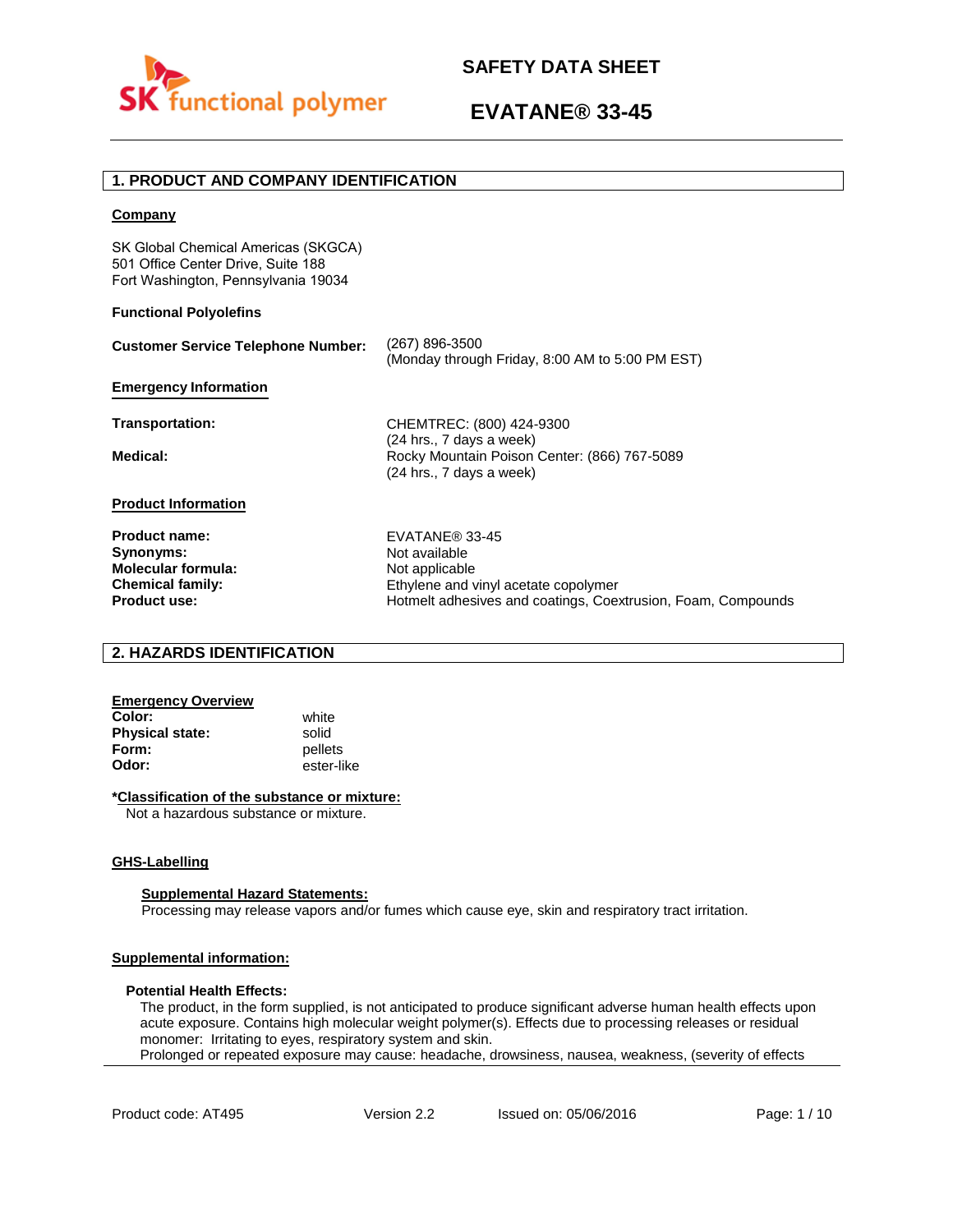# SAFETY DATA SHEET

# EVATANE® 33-45

## 1. PRODUCT AND COMPANY IDENTIFICATION

**Company**

SK Global Chemical Americas (SKGCA)
501 Office Center Drive, Suite 188
Fort Washington, Pennsylvania 19034

**Functional Polyolefins**

**Customer Service Telephone Number:** (267) 896-3500
(Monday through Friday, 8:00 AM to 5:00 PM EST)

**Emergency Information**

**Transportation:** CHEMTREC: (800) 424-9300
(24 hrs., 7 days a week)

**Medical:** Rocky Mountain Poison Center: (866) 767-5089
(24 hrs., 7 days a week)

**Product Information**

| | |
|---|---|
| **Product name:** | EVATANE® 33-45 |
| **Synonyms:** | Not available |
| **Molecular formula:** | Not applicable |
| **Chemical family:** | Ethylene and vinyl acetate copolymer |
| **Product use:** | Hotmelt adhesives and coatings, Coextrusion, Foam, Compounds |

## 2. HAZARDS IDENTIFICATION

**Emergency Overview**

| | |
|---|---|
| **Color:** | white |
| **Physical state:** | solid |
| **Form:** | pellets |
| **Odor:** | ester-like |

**\*Classification of the substance or mixture:**

Not a hazardous substance or mixture.

**GHS-Labelling**

**Supplemental Hazard Statements:**

Processing may release vapors and/or fumes which cause eye, skin and respiratory tract irritation.

**Supplemental information:**

**Potential Health Effects:**

The product, in the form supplied, is not anticipated to produce significant adverse human health effects upon acute exposure. Contains high molecular weight polymer(s). Effects due to processing releases or residual monomer: Irritating to eyes, respiratory system and skin.
Prolonged or repeated exposure may cause: headache, drowsiness, nausea, weakness, (severity of effects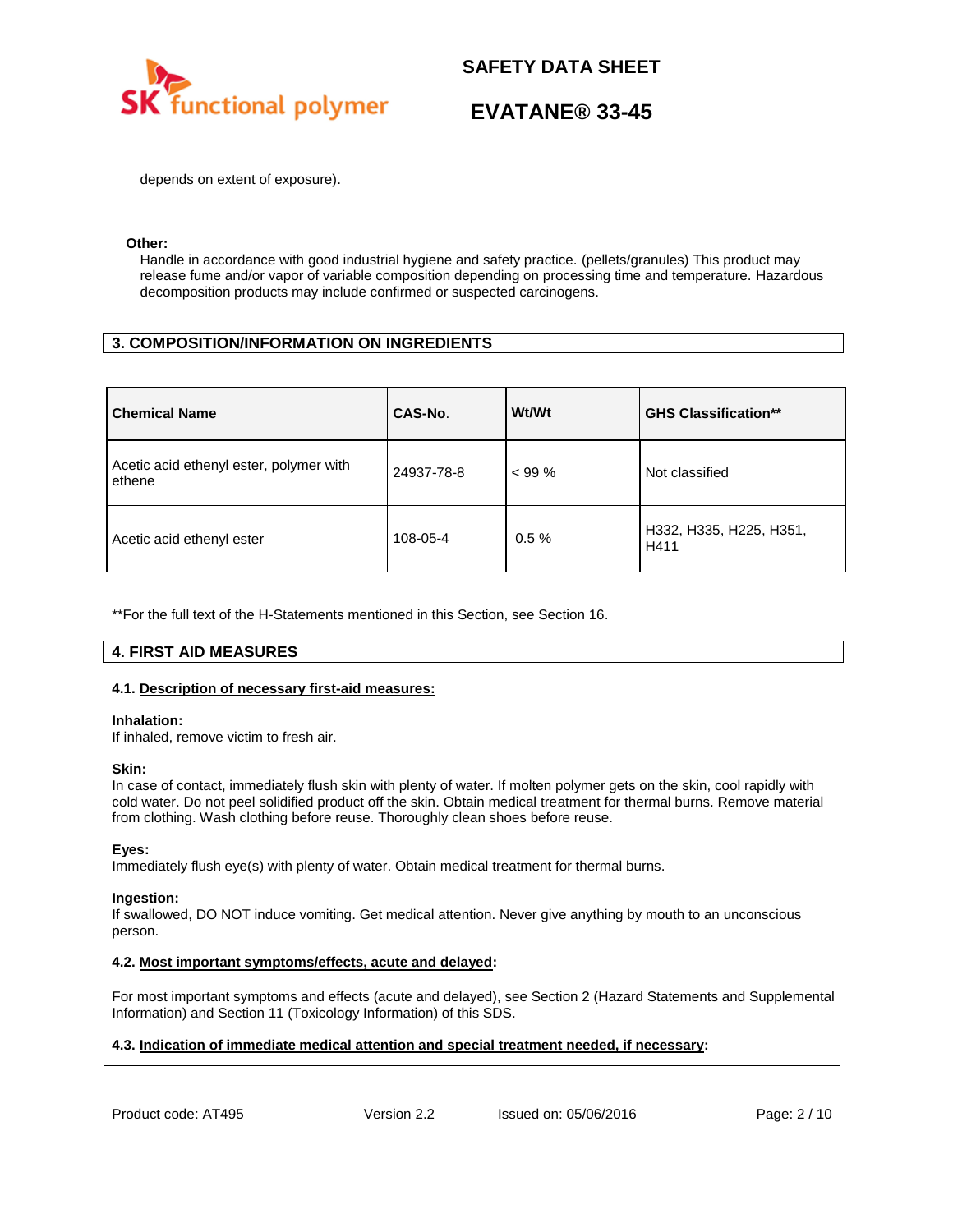depends on extent of exposure).

**Other:**

Handle in accordance with good industrial hygiene and safety practice. (pellets/granules) This product may release fume and/or vapor of variable composition depending on processing time and temperature. Hazardous decomposition products may include confirmed or suspected carcinogens.

## 3. COMPOSITION/INFORMATION ON INGREDIENTS

| Chemical Name | CAS-No. | Wt/Wt | GHS Classification** |
| --- | --- | --- | --- |
| Acetic acid ethenyl ester, polymer with ethene | 24937-78-8 | < 99 % | Not classified |
| Acetic acid ethenyl ester | 108-05-4 | 0.5 % | H332, H335, H225, H351, H411 |

**For the full text of the H-Statements mentioned in this Section, see Section 16.

## 4. FIRST AID MEASURES

### 4.1. Description of necessary first-aid measures:

**Inhalation:**
If inhaled, remove victim to fresh air.

**Skin:**
In case of contact, immediately flush skin with plenty of water. If molten polymer gets on the skin, cool rapidly with cold water. Do not peel solidified product off the skin. Obtain medical treatment for thermal burns. Remove material from clothing. Wash clothing before reuse. Thoroughly clean shoes before reuse.

**Eyes:**
Immediately flush eye(s) with plenty of water. Obtain medical treatment for thermal burns.

**Ingestion:**
If swallowed, DO NOT induce vomiting. Get medical attention. Never give anything by mouth to an unconscious person.

### 4.2. Most important symptoms/effects, acute and delayed:

For most important symptoms and effects (acute and delayed), see Section 2 (Hazard Statements and Supplemental Information) and Section 11 (Toxicology Information) of this SDS.

### 4.3. Indication of immediate medical attention and special treatment needed, if necessary: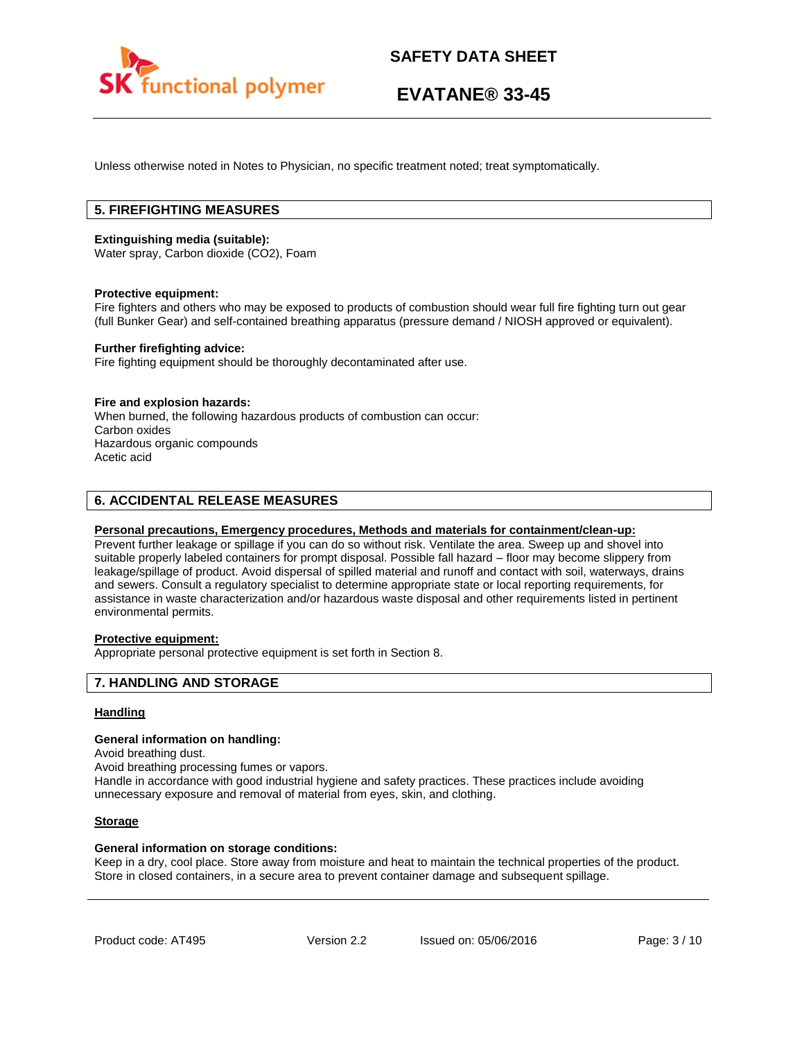Unless otherwise noted in Notes to Physician, no specific treatment noted; treat symptomatically.

## 5. FIREFIGHTING MEASURES

**Extinguishing media (suitable):**
Water spray, Carbon dioxide ($CO_2$), Foam

**Protective equipment:**
Fire fighters and others who may be exposed to products of combustion should wear full fire fighting turn out gear (full Bunker Gear) and self-contained breathing apparatus (pressure demand / NIOSH approved or equivalent).

**Further firefighting advice:**
Fire fighting equipment should be thoroughly decontaminated after use.

**Fire and explosion hazards:**
When burned, the following hazardous products of combustion can occur:
Carbon oxides
Hazardous organic compounds
Acetic acid

## 6. ACCIDENTAL RELEASE MEASURES

**Personal precautions, Emergency procedures, Methods and materials for containment/clean-up:**
Prevent further leakage or spillage if you can do so without risk. Ventilate the area. Sweep up and shovel into suitable properly labeled containers for prompt disposal. Possible fall hazard – floor may become slippery from leakage/spillage of product. Avoid dispersal of spilled material and runoff and contact with soil, waterways, drains and sewers. Consult a regulatory specialist to determine appropriate state or local reporting requirements, for assistance in waste characterization and/or hazardous waste disposal and other requirements listed in pertinent environmental permits.

**Protective equipment:**
Appropriate personal protective equipment is set forth in Section 8.

## 7. HANDLING AND STORAGE

**Handling**

**General information on handling:**
Avoid breathing dust.
Avoid breathing processing fumes or vapors.
Handle in accordance with good industrial hygiene and safety practices. These practices include avoiding unnecessary exposure and removal of material from eyes, skin, and clothing.

**Storage**

**General information on storage conditions:**
Keep in a dry, cool place. Store away from moisture and heat to maintain the technical properties of the product. Store in closed containers, in a secure area to prevent container damage and subsequent spillage.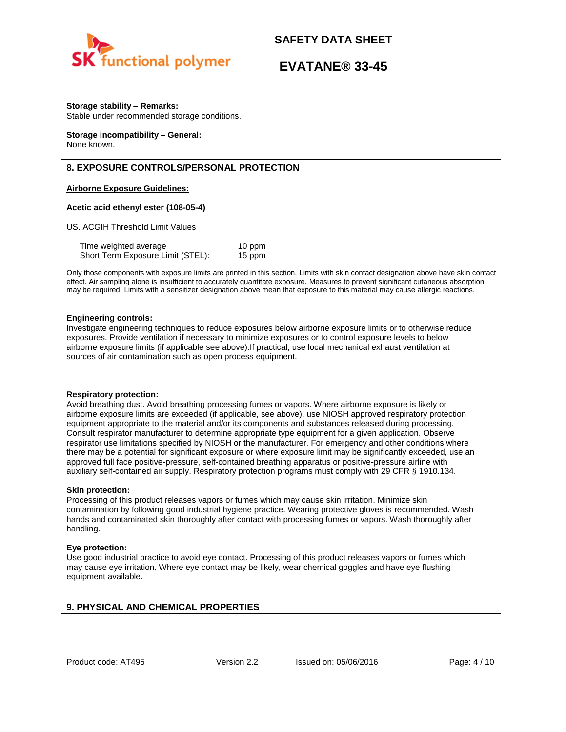**Storage stability – Remarks:**
Stable under recommended storage conditions.

**Storage incompatibility – General:**
None known.

## 8. EXPOSURE CONTROLS/PERSONAL PROTECTION

**Airborne Exposure Guidelines:**

**Acetic acid ethenyl ester (108-05-4)**

US. ACGIH Threshold Limit Values

| | |
|---|---|
| Time weighted average | 10 ppm |
| Short Term Exposure Limit (STEL): | 15 ppm |

Only those components with exposure limits are printed in this section. Limits with skin contact designation above have skin contact effect. Air sampling alone is insufficient to accurately quantitate exposure. Measures to prevent significant cutaneous absorption may be required. Limits with a sensitizer designation above mean that exposure to this material may cause allergic reactions.

**Engineering controls:**
Investigate engineering techniques to reduce exposures below airborne exposure limits or to otherwise reduce exposures. Provide ventilation if necessary to minimize exposures or to control exposure levels to below airborne exposure limits (if applicable see above).If practical, use local mechanical exhaust ventilation at sources of air contamination such as open process equipment.

**Respiratory protection:**
Avoid breathing dust. Avoid breathing processing fumes or vapors. Where airborne exposure is likely or airborne exposure limits are exceeded (if applicable, see above), use NIOSH approved respiratory protection equipment appropriate to the material and/or its components and substances released during processing. Consult respirator manufacturer to determine appropriate type equipment for a given application. Observe respirator use limitations specified by NIOSH or the manufacturer. For emergency and other conditions where there may be a potential for significant exposure or where exposure limit may be significantly exceeded, use an approved full face positive-pressure, self-contained breathing apparatus or positive-pressure airline with auxiliary self-contained air supply. Respiratory protection programs must comply with 29 CFR § 1910.134.

**Skin protection:**
Processing of this product releases vapors or fumes which may cause skin irritation. Minimize skin contamination by following good industrial hygiene practice. Wearing protective gloves is recommended. Wash hands and contaminated skin thoroughly after contact with processing fumes or vapors. Wash thoroughly after handling.

**Eye protection:**
Use good industrial practice to avoid eye contact. Processing of this product releases vapors or fumes which may cause eye irritation. Where eye contact may be likely, wear chemical goggles and have eye flushing equipment available.

## 9. PHYSICAL AND CHEMICAL PROPERTIES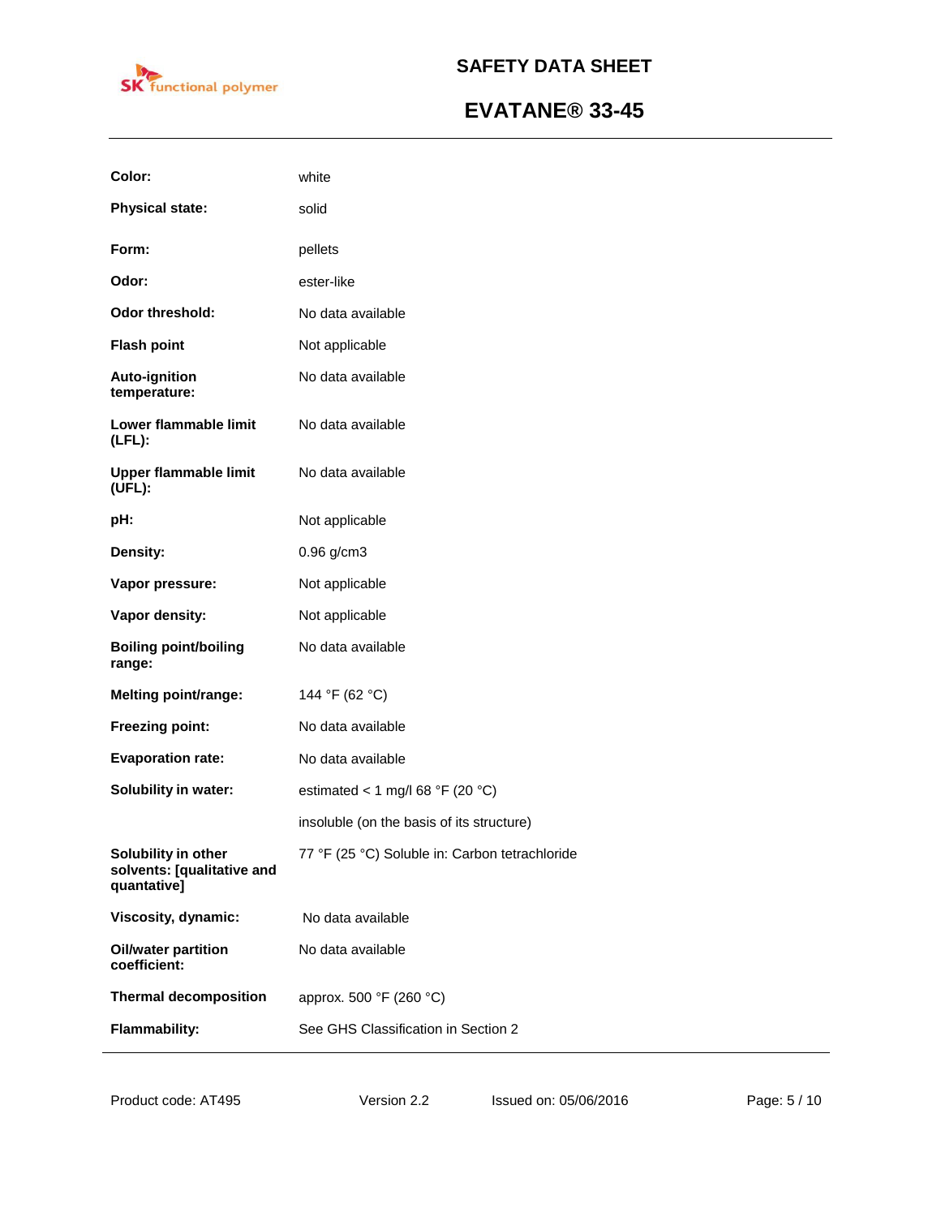| | |
|---|---|
| **Color:** | white |
| **Physical state:** | solid |
| **Form:** | pellets |
| **Odor:** | ester-like |
| **Odor threshold:** | No data available |
| **Flash point** | Not applicable |
| **Auto-ignition temperature:** | No data available |
| **Lower flammable limit (LFL):** | No data available |
| **Upper flammable limit (UFL):** | No data available |
| **pH:** | Not applicable |
| **Density:** | 0.96 g/cm3 |
| **Vapor pressure:** | Not applicable |
| **Vapor density:** | Not applicable |
| **Boiling point/boiling range:** | No data available |
| **Melting point/range:** | 144 °F (62 °C) |
| **Freezing point:** | No data available |
| **Evaporation rate:** | No data available |
| **Solubility in water:** | estimated < 1 mg/l 68 °F (20 °C) |
| | insoluble (on the basis of its structure) |
| **Solubility in other solvents: [qualitative and quantative]** | 77 °F (25 °C) Soluble in: Carbon tetrachloride |
| **Viscosity, dynamic:** | No data available |
| **Oil/water partition coefficient:** | No data available |
| **Thermal decomposition** | approx. 500 °F (260 °C) |
| **Flammability:** | See GHS Classification in Section 2 |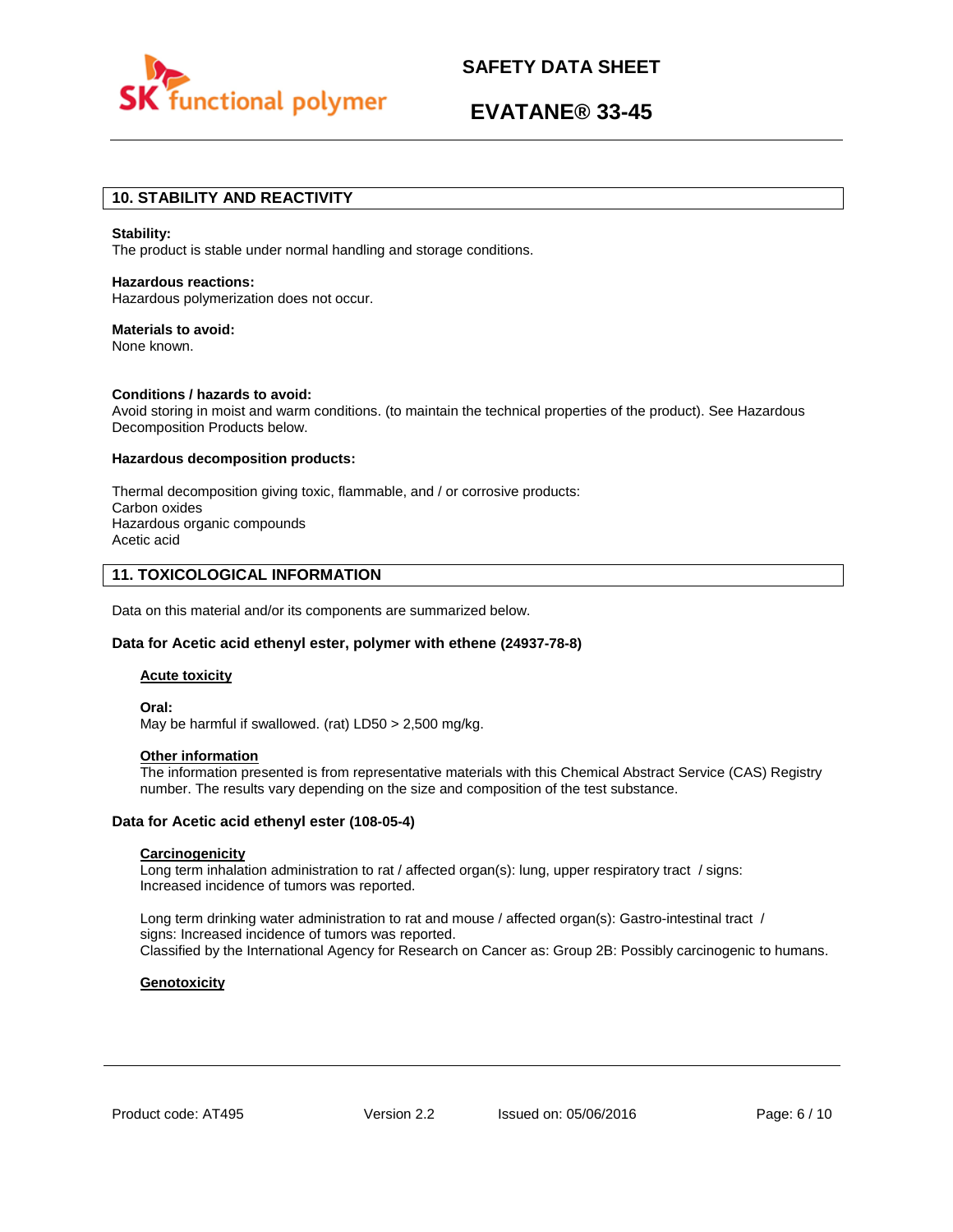## 10. STABILITY AND REACTIVITY

**Stability:**
The product is stable under normal handling and storage conditions.

**Hazardous reactions:**
Hazardous polymerization does not occur.

**Materials to avoid:**
None known.

**Conditions / hazards to avoid:**
Avoid storing in moist and warm conditions. (to maintain the technical properties of the product). See Hazardous Decomposition Products below.

**Hazardous decomposition products:**

Thermal decomposition giving toxic, flammable, and / or corrosive products:
Carbon oxides
Hazardous organic compounds
Acetic acid

## 11. TOXICOLOGICAL INFORMATION

Data on this material and/or its components are summarized below.

**Data for Acetic acid ethenyl ester, polymer with ethene (24937-78-8)**

**Acute toxicity**

**Oral:**
May be harmful if swallowed. (rat) LD50 > 2,500 mg/kg.

**Other information**
The information presented is from representative materials with this Chemical Abstract Service (CAS) Registry number. The results vary depending on the size and composition of the test substance.

**Data for Acetic acid ethenyl ester (108-05-4)**

**Carcinogenicity**
Long term inhalation administration to rat / affected organ(s): lung, upper respiratory tract / signs: Increased incidence of tumors was reported.

Long term drinking water administration to rat and mouse / affected organ(s): Gastro-intestinal tract / signs: Increased incidence of tumors was reported.
Classified by the International Agency for Research on Cancer as: Group 2B: Possibly carcinogenic to humans.

**Genotoxicity**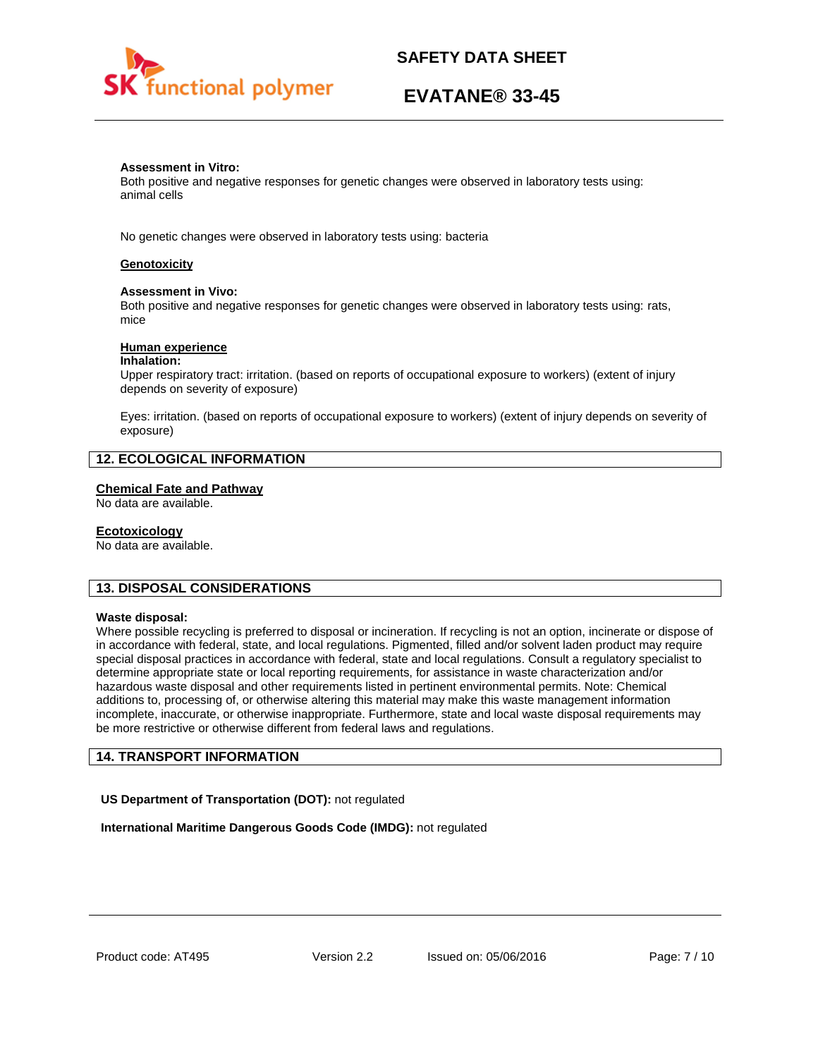**Assessment in Vitro:**
Both positive and negative responses for genetic changes were observed in laboratory tests using: animal cells

No genetic changes were observed in laboratory tests using: bacteria

**Genotoxicity**

**Assessment in Vivo:**
Both positive and negative responses for genetic changes were observed in laboratory tests using: rats, mice

**Human experience**

**Inhalation:**
Upper respiratory tract: irritation. (based on reports of occupational exposure to workers) (extent of injury depends on severity of exposure)

Eyes: irritation. (based on reports of occupational exposure to workers) (extent of injury depends on severity of exposure)

## 12. ECOLOGICAL INFORMATION

**Chemical Fate and Pathway**

No data are available.

**Ecotoxicology**

No data are available.

## 13. DISPOSAL CONSIDERATIONS

**Waste disposal:**
Where possible recycling is preferred to disposal or incineration. If recycling is not an option, incinerate or dispose of in accordance with federal, state, and local regulations. Pigmented, filled and/or solvent laden product may require special disposal practices in accordance with federal, state and local regulations. Consult a regulatory specialist to determine appropriate state or local reporting requirements, for assistance in waste characterization and/or hazardous waste disposal and other requirements listed in pertinent environmental permits. Note: Chemical additions to, processing of, or otherwise altering this material may make this waste management information incomplete, inaccurate, or otherwise inappropriate. Furthermore, state and local waste disposal requirements may be more restrictive or otherwise different from federal laws and regulations.

## 14. TRANSPORT INFORMATION

**US Department of Transportation (DOT):** not regulated

**International Maritime Dangerous Goods Code (IMDG):** not regulated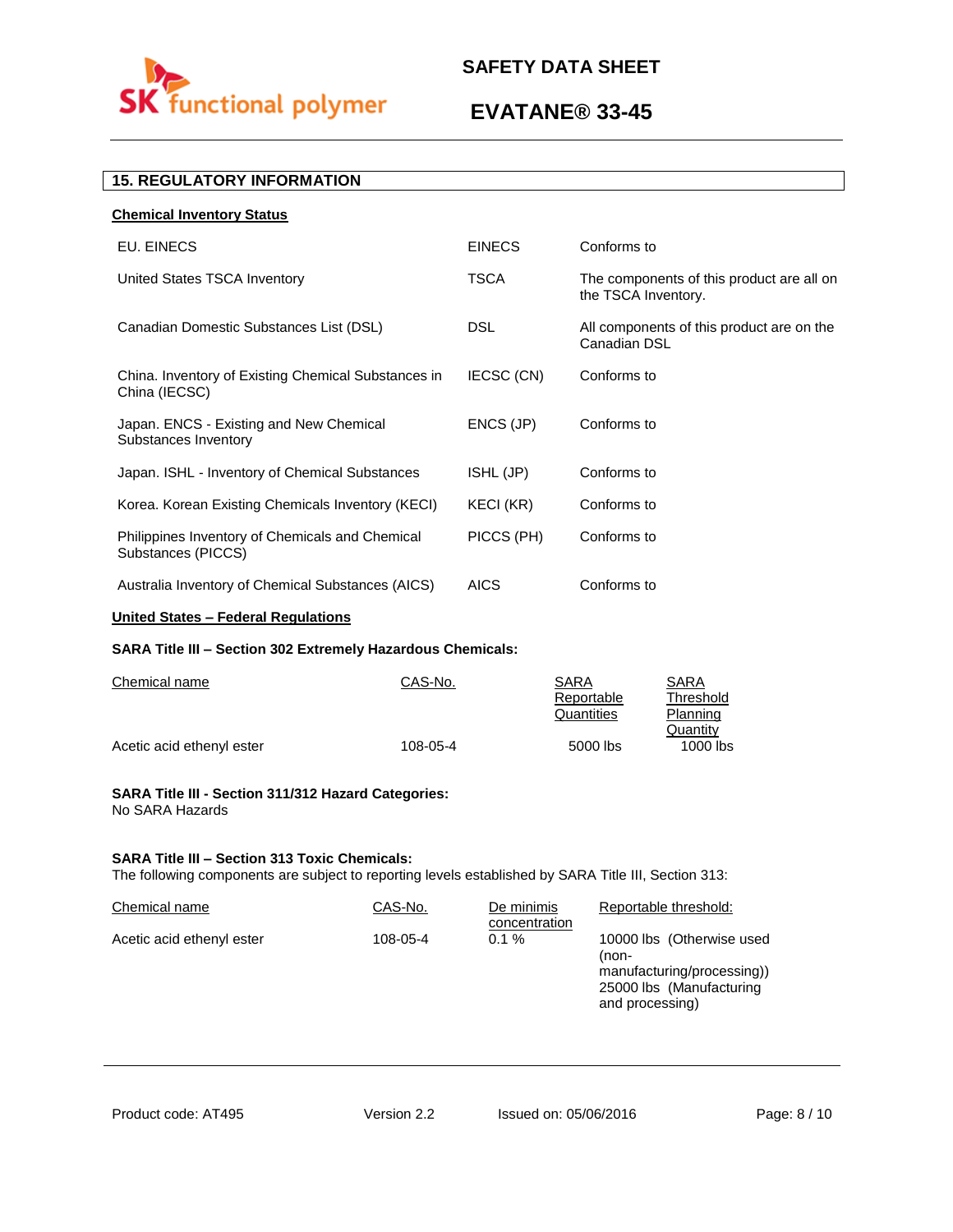## 15. REGULATORY INFORMATION

**Chemical Inventory Status**

| | | |
|---|---|---|
| EU. EINECS | EINECS | Conforms to |
| United States TSCA Inventory | TSCA | The components of this product are all on the TSCA Inventory. |
| Canadian Domestic Substances List (DSL) | DSL | All components of this product are on the Canadian DSL |
| China. Inventory of Existing Chemical Substances in China (IECSC) | IECSC (CN) | Conforms to |
| Japan. ENCS - Existing and New Chemical Substances Inventory | ENCS (JP) | Conforms to |
| Japan. ISHL - Inventory of Chemical Substances | ISHL (JP) | Conforms to |
| Korea. Korean Existing Chemicals Inventory (KECI) | KECI (KR) | Conforms to |
| Philippines Inventory of Chemicals and Chemical Substances (PICCS) | PICCS (PH) | Conforms to |
| Australia Inventory of Chemical Substances (AICS) | AICS | Conforms to |

**United States – Federal Regulations**

**SARA Title III – Section 302 Extremely Hazardous Chemicals:**

| Chemical name | CAS-No. | SARA Reportable Quantities | SARA Threshold Planning Quantity |
|---|---|---|---|
| Acetic acid ethenyl ester | 108-05-4 | 5000 lbs | 1000 lbs |

**SARA Title III - Section 311/312 Hazard Categories:**
No SARA Hazards

**SARA Title III – Section 313 Toxic Chemicals:**
The following components are subject to reporting levels established by SARA Title III, Section 313:

| Chemical name | CAS-No. | De minimis concentration | Reportable threshold: |
|---|---|---|---|
| Acetic acid ethenyl ester | 108-05-4 | 0.1 % | 10000 lbs (Otherwise used (non-manufacturing/processing)) 25000 lbs (Manufacturing and processing) |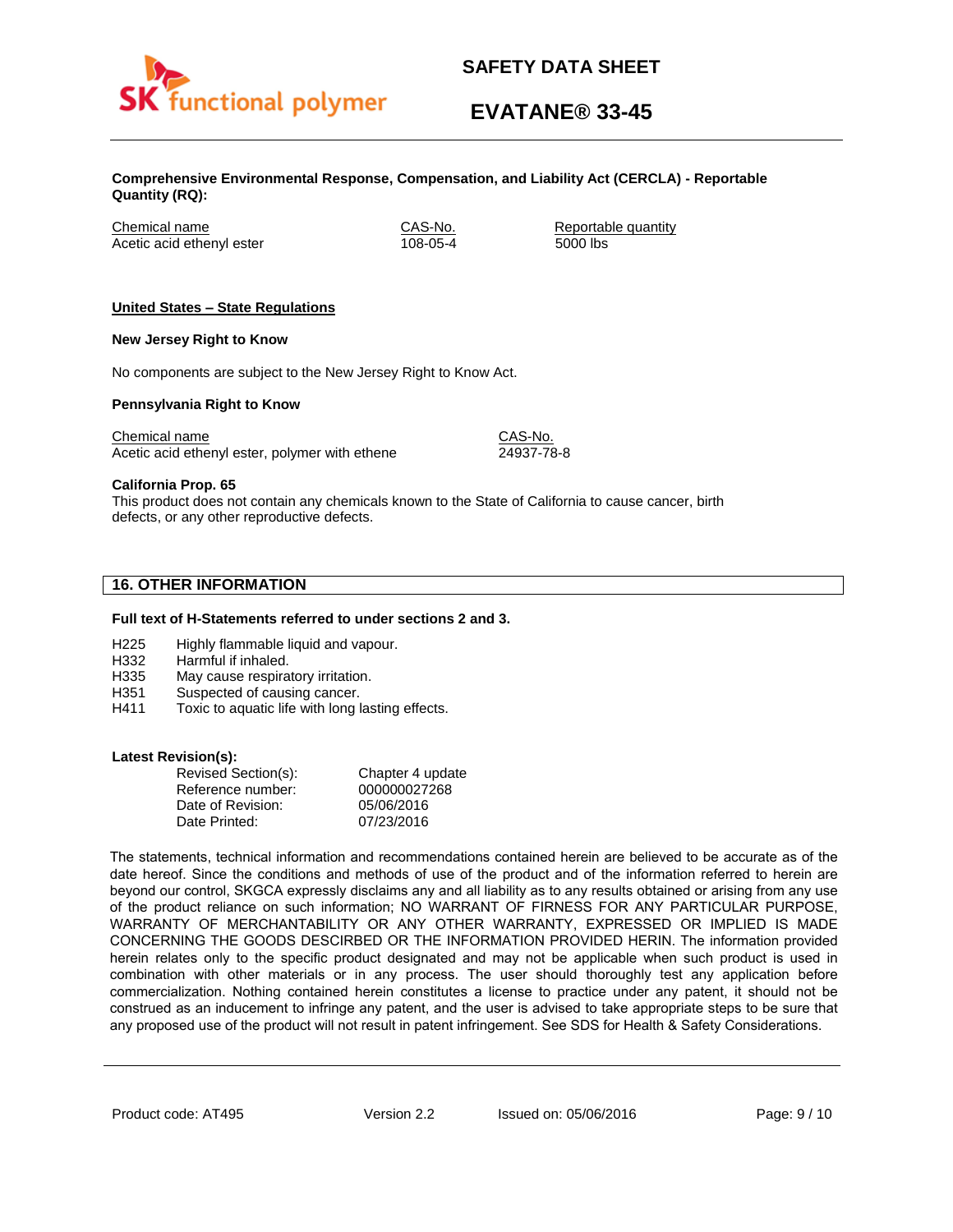**Comprehensive Environmental Response, Compensation, and Liability Act (CERCLA) - Reportable Quantity (RQ):**

| Chemical name | CAS-No. | Reportable quantity |
|---|---|---|
| Acetic acid ethenyl ester | 108-05-4 | 5000 lbs |

**United States – State Regulations**

**New Jersey Right to Know**

No components are subject to the New Jersey Right to Know Act.

**Pennsylvania Right to Know**

| Chemical name | CAS-No. |
|---|---|
| Acetic acid ethenyl ester, polymer with ethene | 24937-78-8 |

**California Prop. 65**
This product does not contain any chemicals known to the State of California to cause cancer, birth defects, or any other reproductive defects.

## 16. OTHER INFORMATION

**Full text of H-Statements referred to under sections 2 and 3.**

- H225 Highly flammable liquid and vapour.
- H332 Harmful if inhaled.
- H335 May cause respiratory irritation.
- H351 Suspected of causing cancer.
- H411 Toxic to aquatic life with long lasting effects.

**Latest Revision(s):**

| | |
|---|---|
| Revised Section(s): | Chapter 4 update |
| Reference number: | 000000027268 |
| Date of Revision: | 05/06/2016 |
| Date Printed: | 07/23/2016 |

The statements, technical information and recommendations contained herein are believed to be accurate as of the date hereof. Since the conditions and methods of use of the product and of the information referred to herein are beyond our control, SKGCA expressly disclaims any and all liability as to any results obtained or arising from any use of the product reliance on such information; NO WARRANT OF FIRNESS FOR ANY PARTICULAR PURPOSE, WARRANTY OF MERCHANTABILITY OR ANY OTHER WARRANTY, EXPRESSED OR IMPLIED IS MADE CONCERNING THE GOODS DESCRIBED OR THE INFORMATION PROVIDED HERIN. The information provided herein relates only to the specific product designated and may not be applicable when such product is used in combination with other materials or in any process. The user should thoroughly test any application before commercialization. Nothing contained herein constitutes a license to practice under any patent, it should not be construed as an inducement to infringe any patent, and the user is advised to take appropriate steps to be sure that any proposed use of the product will not result in patent infringement. See SDS for Health & Safety Considerations.